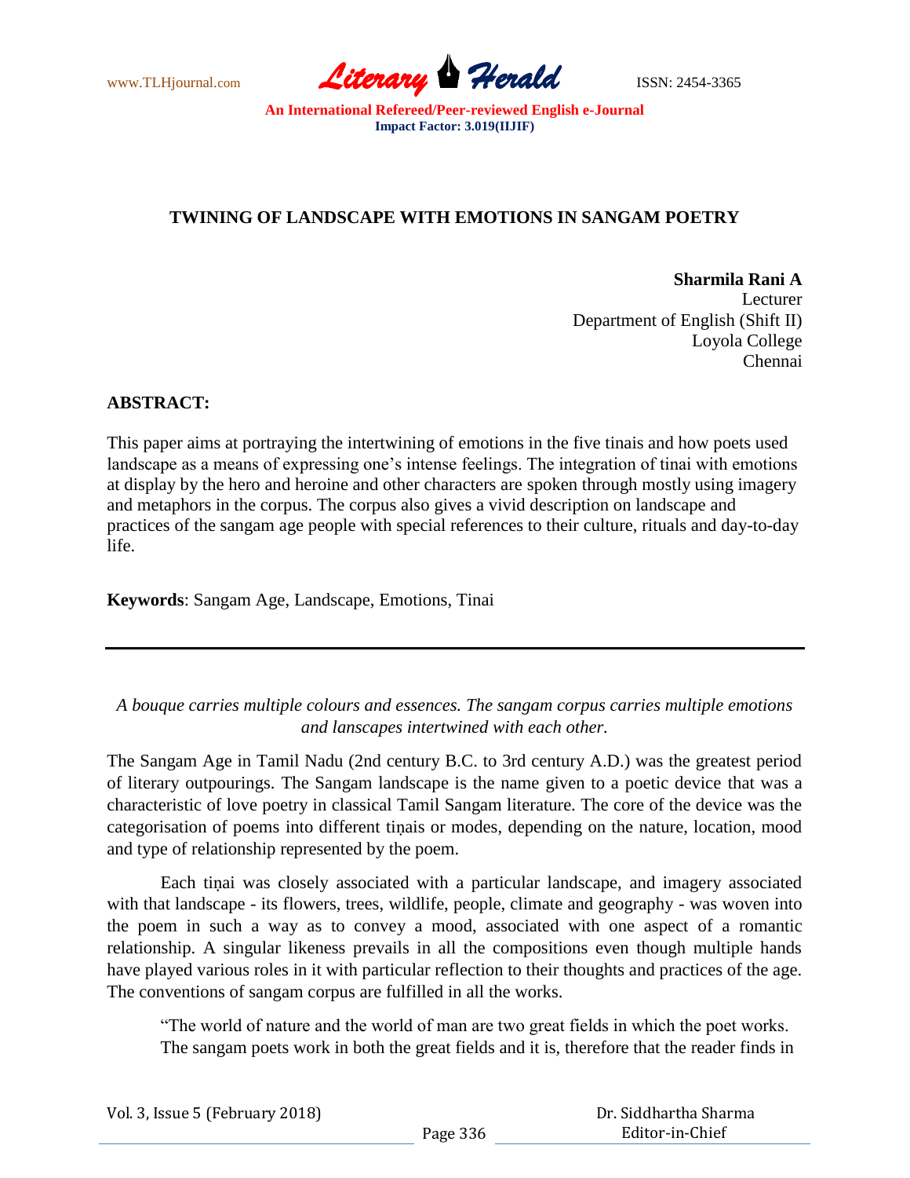# TWINING OF LANDSCAPE WITH EMOTIONS IN SANGAM POETRY

**Sharmila Rani A**
Lecturer
Department of English (Shift II)
Loyola College
Chennai

**ABSTRACT:**

This paper aims at portraying the intertwining of emotions in the five tinais and how poets used landscape as a means of expressing one's intense feelings. The integration of tinai with emotions at display by the hero and heroine and other characters are spoken through mostly using imagery and metaphors in the corpus. The corpus also gives a vivid description on landscape and practices of the sangam age people with special references to their culture, rituals and day-to-day life.

**Keywords**: Sangam Age, Landscape, Emotions, Tinai

---

*A bouque carries multiple colours and essences. The sangam corpus carries multiple emotions and lanscapes intertwined with each other.*

The Sangam Age in Tamil Nadu (2nd century B.C. to 3rd century A.D.) was the greatest period of literary outpourings. The Sangam landscape is the name given to a poetic device that was a characteristic of love poetry in classical Tamil Sangam literature. The core of the device was the categorisation of poems into different tiṇais or modes, depending on the nature, location, mood and type of relationship represented by the poem.

Each tiṇai was closely associated with a particular landscape, and imagery associated with that landscape - its flowers, trees, wildlife, people, climate and geography - was woven into the poem in such a way as to convey a mood, associated with one aspect of a romantic relationship. A singular likeness prevails in all the compositions even though multiple hands have played various roles in it with particular reflection to their thoughts and practices of the age. The conventions of sangam corpus are fulfilled in all the works.

> "The world of nature and the world of man are two great fields in which the poet works. The sangam poets work in both the great fields and it is, therefore that the reader finds in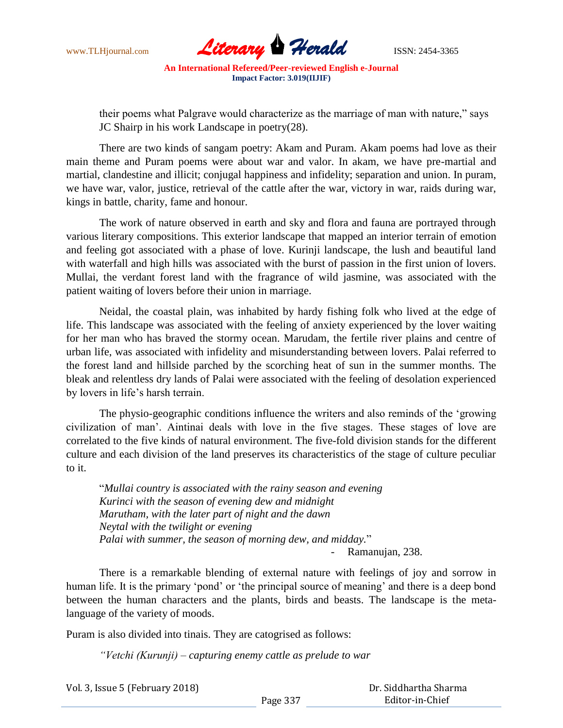their poems what Palgrave would characterize as the marriage of man with nature," says JC Shairp in his work Landscape in poetry(28).

There are two kinds of sangam poetry: Akam and Puram. Akam poems had love as their main theme and Puram poems were about war and valor. In akam, we have pre-martial and martial, clandestine and illicit; conjugal happiness and infidelity; separation and union. In puram, we have war, valor, justice, retrieval of the cattle after the war, victory in war, raids during war, kings in battle, charity, fame and honour.

The work of nature observed in earth and sky and flora and fauna are portrayed through various literary compositions. This exterior landscape that mapped an interior terrain of emotion and feeling got associated with a phase of love. Kurinji landscape, the lush and beautiful land with waterfall and high hills was associated with the burst of passion in the first union of lovers. Mullai, the verdant forest land with the fragrance of wild jasmine, was associated with the patient waiting of lovers before their union in marriage.

Neidal, the coastal plain, was inhabited by hardy fishing folk who lived at the edge of life. This landscape was associated with the feeling of anxiety experienced by the lover waiting for her man who has braved the stormy ocean. Marudam, the fertile river plains and centre of urban life, was associated with infidelity and misunderstanding between lovers. Palai referred to the forest land and hillside parched by the scorching heat of sun in the summer months. The bleak and relentless dry lands of Palai were associated with the feeling of desolation experienced by lovers in life's harsh terrain.

The physio-geographic conditions influence the writers and also reminds of the 'growing civilization of man'. Aintinai deals with love in the five stages. These stages of love are correlated to the five kinds of natural environment. The five-fold division stands for the different culture and each division of the land preserves its characteristics of the stage of culture peculiar to it.

"*Mullai country is associated with the rainy season and evening*
*Kurinci with the season of evening dew and midnight*
*Marutham, with the later part of night and the dawn*
*Neytal with the twilight or evening*
*Palai with summer, the season of morning dew, and midday.*"

- Ramanujan, 238.

There is a remarkable blending of external nature with feelings of joy and sorrow in human life. It is the primary 'pond' or 'the principal source of meaning' and there is a deep bond between the human characters and the plants, birds and beasts. The landscape is the meta-language of the variety of moods.

Puram is also divided into tinais. They are catogrised as follows:

*"Vetchi (Kurunji) – capturing enemy cattle as prelude to war*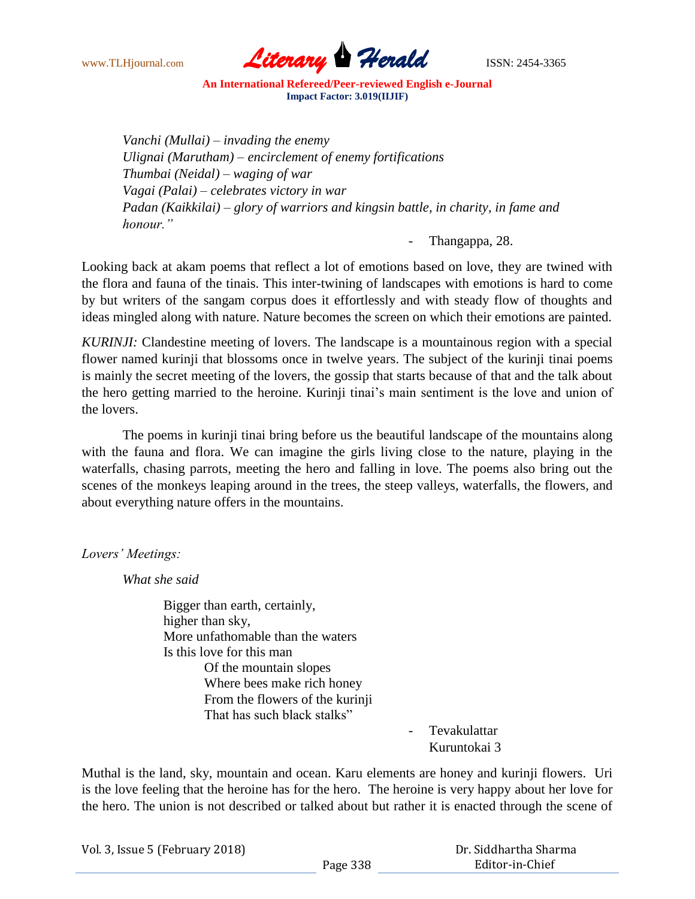*Vanchi (Mullai) – invading the enemy*
*Ulignai (Marutham) – encirclement of enemy fortifications*
*Thumbai (Neidal) – waging of war*
*Vagai (Palai) – celebrates victory in war*
*Padan (Kaikkilai) – glory of warriors and kingsin battle, in charity, in fame and honour."*

- Thangappa, 28.

Looking back at akam poems that reflect a lot of emotions based on love, they are twined with the flora and fauna of the tinais. This inter-twining of landscapes with emotions is hard to come by but writers of the sangam corpus does it effortlessly and with steady flow of thoughts and ideas mingled along with nature. Nature becomes the screen on which their emotions are painted.

*KURINJI:* Clandestine meeting of lovers. The landscape is a mountainous region with a special flower named kurinji that blossoms once in twelve years. The subject of the kurinji tinai poems is mainly the secret meeting of the lovers, the gossip that starts because of that and the talk about the hero getting married to the heroine. Kurinji tinai's main sentiment is the love and union of the lovers.

The poems in kurinji tinai bring before us the beautiful landscape of the mountains along with the fauna and flora. We can imagine the girls living close to the nature, playing in the waterfalls, chasing parrots, meeting the hero and falling in love. The poems also bring out the scenes of the monkeys leaping around in the trees, the steep valleys, waterfalls, the flowers, and about everything nature offers in the mountains.

*Lovers' Meetings:*

*What she said*

Bigger than earth, certainly,
higher than sky,
More unfathomable than the waters
Is this love for this man
Of the mountain slopes
Where bees make rich honey
From the flowers of the kurinji
That has such black stalks"

- Tevakulattar
Kuruntokai 3

Muthal is the land, sky, mountain and ocean. Karu elements are honey and kurinji flowers. Uri is the love feeling that the heroine has for the hero. The heroine is very happy about her love for the hero. The union is not described or talked about but rather it is enacted through the scene of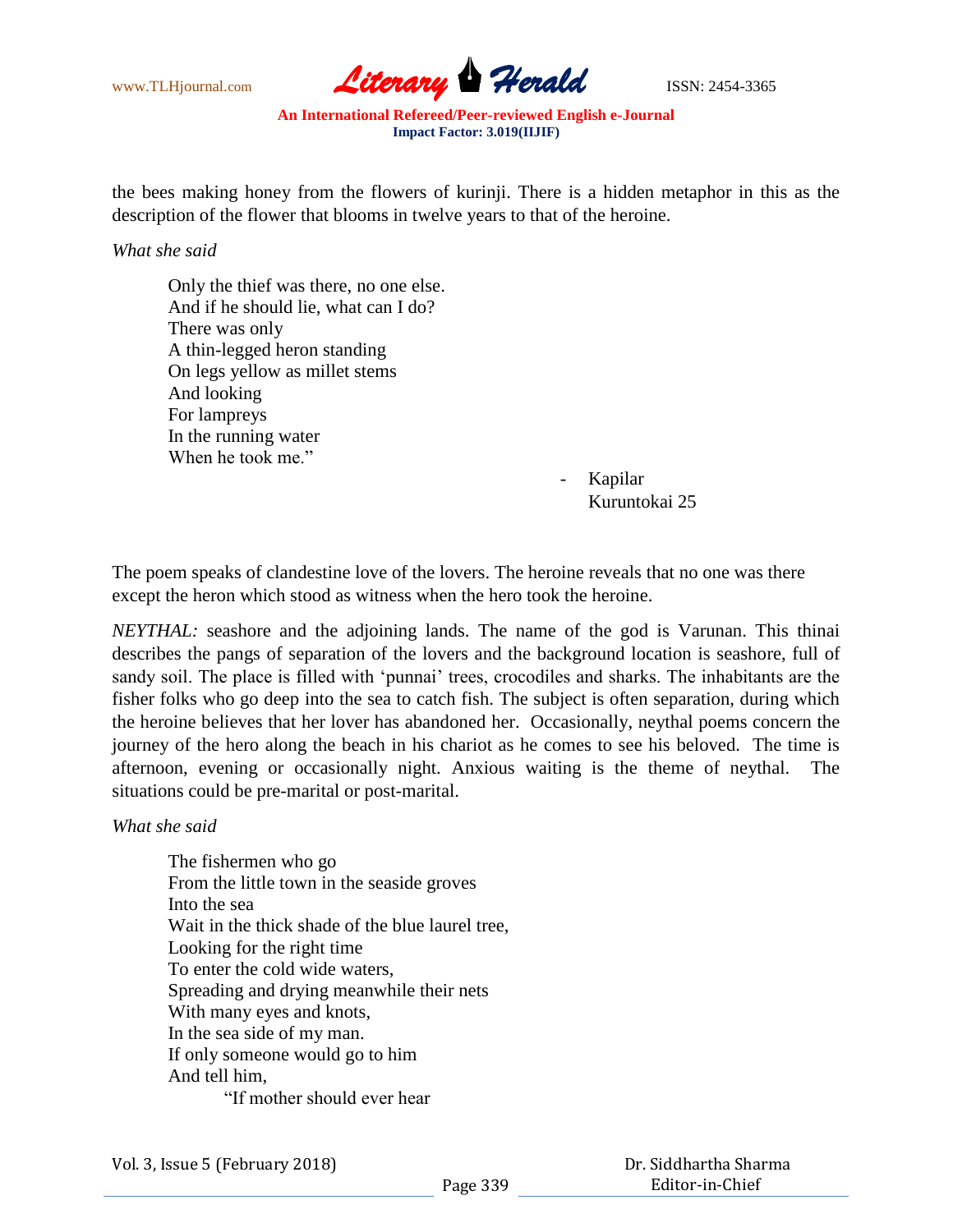the bees making honey from the flowers of kurinji. There is a hidden metaphor in this as the description of the flower that blooms in twelve years to that of the heroine.

*What she said*

> Only the thief was there, no one else.
> And if he should lie, what can I do?
> There was only
> A thin-legged heron standing
> On legs yellow as millet stems
> And looking
> For lampreys
> In the running water
> When he took me."

- Kapilar
  Kuruntokai 25

The poem speaks of clandestine love of the lovers. The heroine reveals that no one was there except the heron which stood as witness when the hero took the heroine.

*NEYTHAL:* seashore and the adjoining lands. The name of the god is Varunan. This thinai describes the pangs of separation of the lovers and the background location is seashore, full of sandy soil. The place is filled with 'punnai' trees, crocodiles and sharks. The inhabitants are the fisher folks who go deep into the sea to catch fish. The subject is often separation, during which the heroine believes that her lover has abandoned her. Occasionally, neythal poems concern the journey of the hero along the beach in his chariot as he comes to see his beloved. The time is afternoon, evening or occasionally night. Anxious waiting is the theme of neythal. The situations could be pre-marital or post-marital.

*What she said*

> The fishermen who go
> From the little town in the seaside groves
> Into the sea
> Wait in the thick shade of the blue laurel tree,
> Looking for the right time
> To enter the cold wide waters,
> Spreading and drying meanwhile their nets
> With many eyes and knots,
> In the sea side of my man.
> If only someone would go to him
> And tell him,
> "If mother should ever hear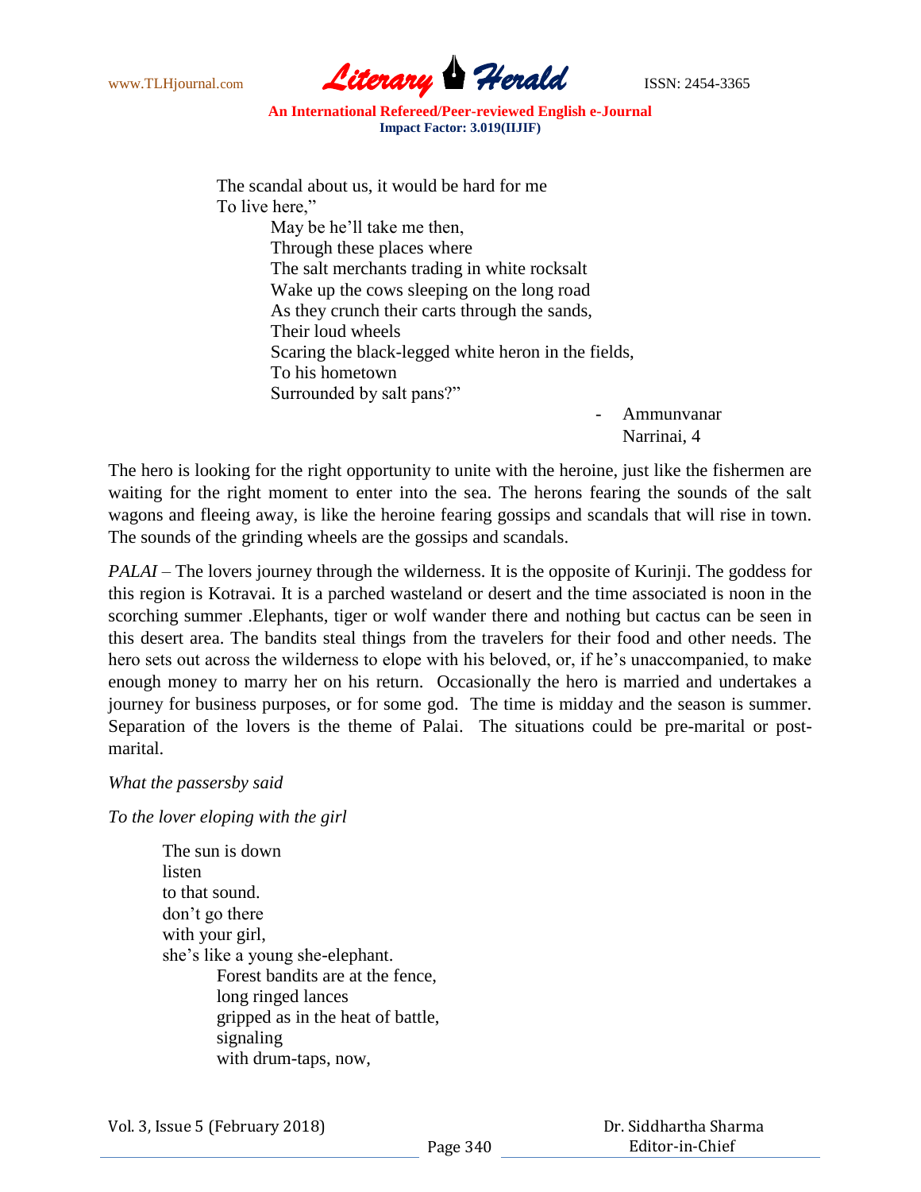The scandal about us, it would be hard for me
To live here,"
    May be he'll take me then,
    Through these places where
    The salt merchants trading in white rocksalt
    Wake up the cows sleeping on the long road
    As they crunch their carts through the sands,
    Their loud wheels
    Scaring the black-legged white heron in the fields,
    To his hometown
    Surrounded by salt pans?"

- Ammunvanar
  Narrinai, 4

The hero is looking for the right opportunity to unite with the heroine, just like the fishermen are waiting for the right moment to enter into the sea. The herons fearing the sounds of the salt wagons and fleeing away, is like the heroine fearing gossips and scandals that will rise in town. The sounds of the grinding wheels are the gossips and scandals.

*PALAI* – The lovers journey through the wilderness. It is the opposite of Kurinji. The goddess for this region is Kotravai. It is a parched wasteland or desert and the time associated is noon in the scorching summer .Elephants, tiger or wolf wander there and nothing but cactus can be seen in this desert area. The bandits steal things from the travelers for their food and other needs. The hero sets out across the wilderness to elope with his beloved, or, if he's unaccompanied, to make enough money to marry her on his return. Occasionally the hero is married and undertakes a journey for business purposes, or for some god. The time is midday and the season is summer. Separation of the lovers is the theme of Palai. The situations could be pre-marital or post-marital.

*What the passersby said*

*To the lover eloping with the girl*

The sun is down
listen
to that sound.
don't go there
with your girl,
she's like a young she-elephant.
    Forest bandits are at the fence,
    long ringed lances
    gripped as in the heat of battle,
    signaling
    with drum-taps, now,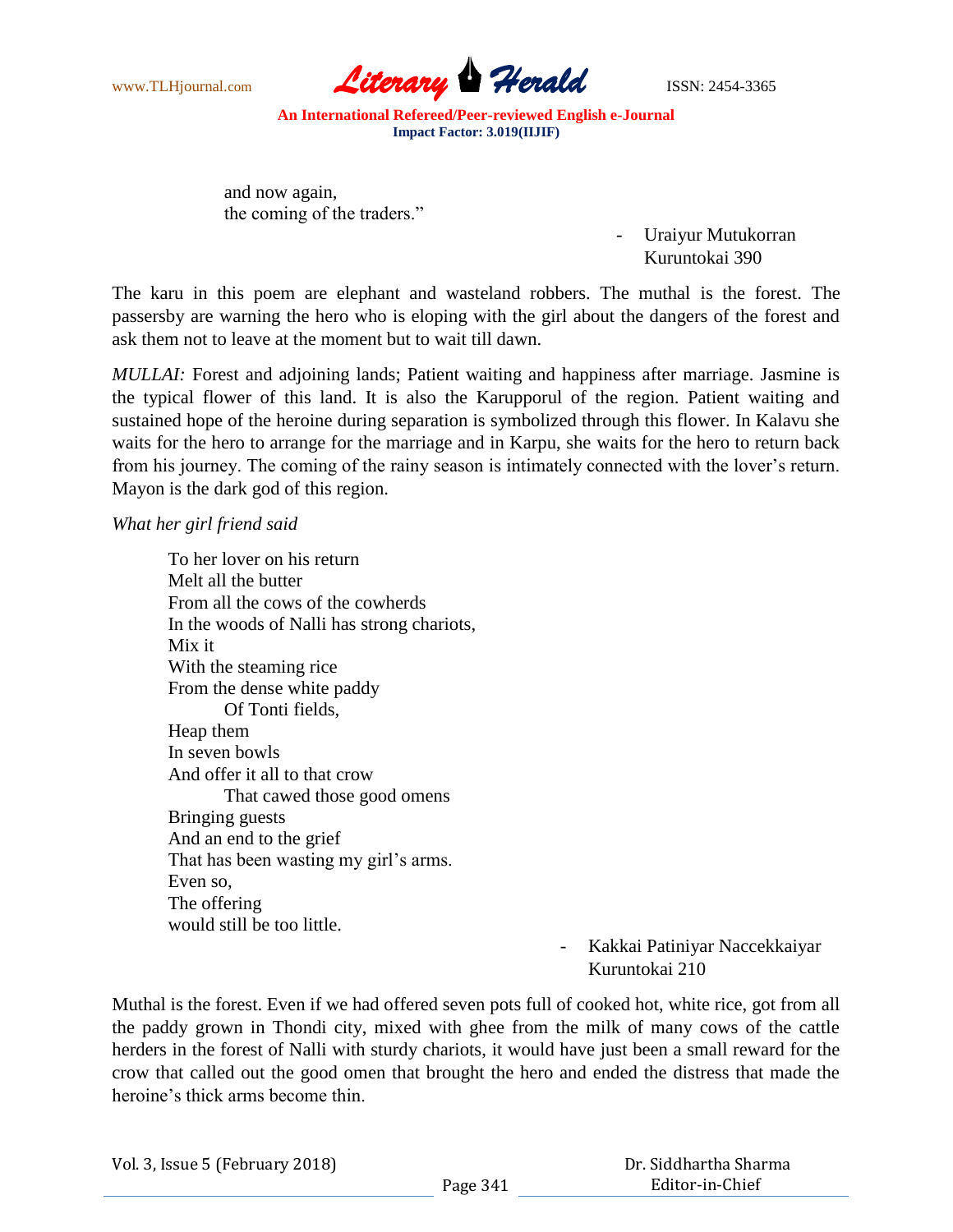and now again,
the coming of the traders."

- Uraiyur Mutukorran
  Kuruntokai 390

The karu in this poem are elephant and wasteland robbers. The muthal is the forest. The passersby are warning the hero who is eloping with the girl about the dangers of the forest and ask them not to leave at the moment but to wait till dawn.

*MULLAI:* Forest and adjoining lands; Patient waiting and happiness after marriage. Jasmine is the typical flower of this land. It is also the Karupporul of the region. Patient waiting and sustained hope of the heroine during separation is symbolized through this flower. In Kalavu she waits for the hero to arrange for the marriage and in Karpu, she waits for the hero to return back from his journey. The coming of the rainy season is intimately connected with the lover's return. Mayon is the dark god of this region.

*What her girl friend said*

To her lover on his return
Melt all the butter
From all the cows of the cowherds
In the woods of Nalli has strong chariots,
Mix it
With the steaming rice
From the dense white paddy
    Of Tonti fields,
Heap them
In seven bowls
And offer it all to that crow
    That cawed those good omens
Bringing guests
And an end to the grief
That has been wasting my girl's arms.
Even so,
The offering
would still be too little.

- Kakkai Patiniyar Naccekkaiyar
  Kuruntokai 210

Muthal is the forest. Even if we had offered seven pots full of cooked hot, white rice, got from all the paddy grown in Thondi city, mixed with ghee from the milk of many cows of the cattle herders in the forest of Nalli with sturdy chariots, it would have just been a small reward for the crow that called out the good omen that brought the hero and ended the distress that made the heroine's thick arms become thin.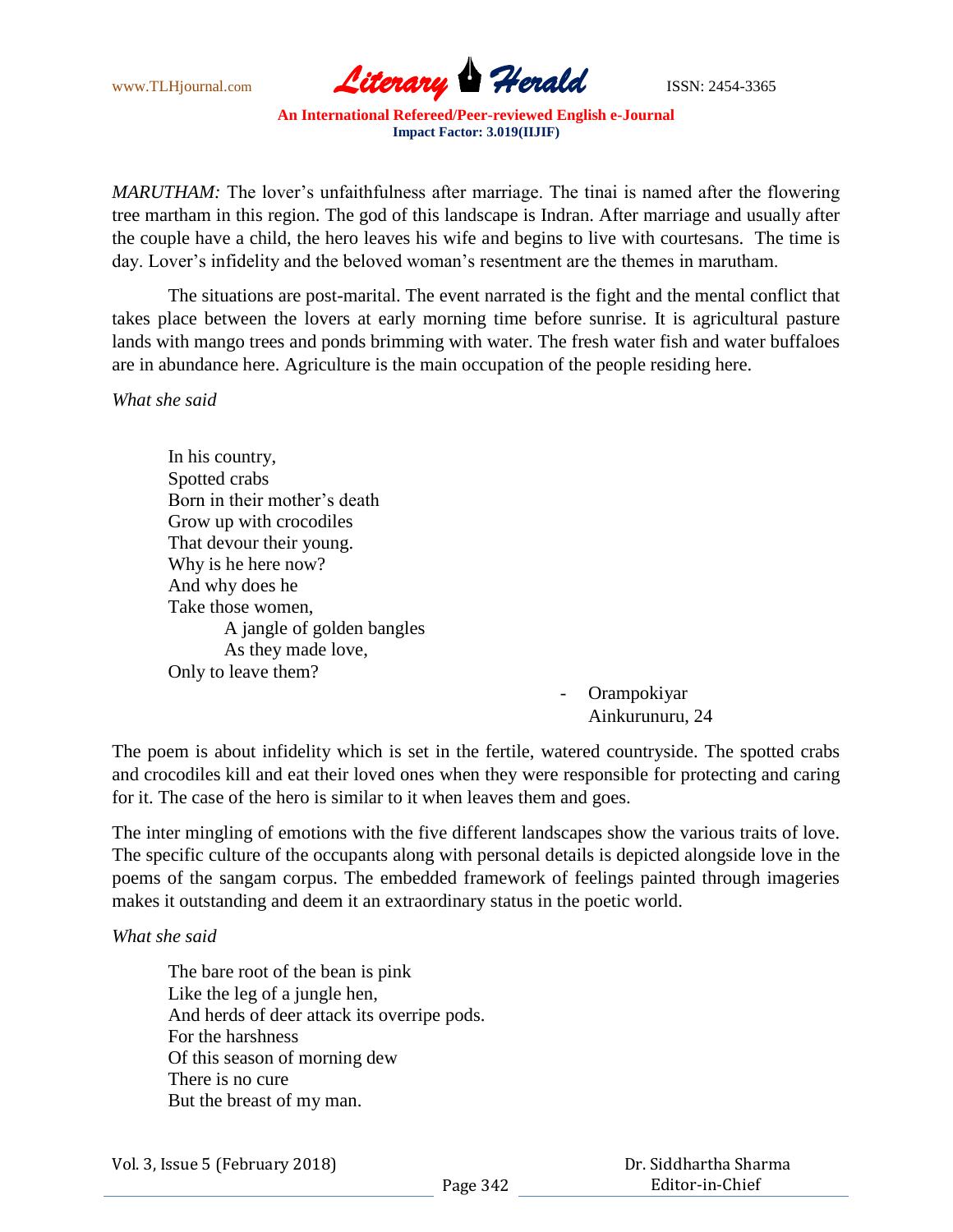*MARUTHAM:* The lover's unfaithfulness after marriage. The tinai is named after the flowering tree martham in this region. The god of this landscape is Indran. After marriage and usually after the couple have a child, the hero leaves his wife and begins to live with courtesans. The time is day. Lover's infidelity and the beloved woman's resentment are the themes in marutham.

The situations are post-marital. The event narrated is the fight and the mental conflict that takes place between the lovers at early morning time before sunrise. It is agricultural pasture lands with mango trees and ponds brimming with water. The fresh water fish and water buffaloes are in abundance here. Agriculture is the main occupation of the people residing here.

*What she said*

> In his country,  
> Spotted crabs  
> Born in their mother's death  
> Grow up with crocodiles  
> That devour their young.  
> Why is he here now?  
> And why does he  
> Take those women,  
> &nbsp;&nbsp;&nbsp;&nbsp;&nbsp;&nbsp;&nbsp;&nbsp;A jangle of golden bangles  
> &nbsp;&nbsp;&nbsp;&nbsp;&nbsp;&nbsp;&nbsp;&nbsp;As they made love,  
> Only to leave them?

- Orampokiyar  
  Ainkurunuru, 24

The poem is about infidelity which is set in the fertile, watered countryside. The spotted crabs and crocodiles kill and eat their loved ones when they were responsible for protecting and caring for it. The case of the hero is similar to it when leaves them and goes.

The inter mingling of emotions with the five different landscapes show the various traits of love. The specific culture of the occupants along with personal details is depicted alongside love in the poems of the sangam corpus. The embedded framework of feelings painted through imageries makes it outstanding and deem it an extraordinary status in the poetic world.

*What she said*

> The bare root of the bean is pink  
> Like the leg of a jungle hen,  
> And herds of deer attack its overripe pods.  
> For the harshness  
> Of this season of morning dew  
> There is no cure  
> But the breast of my man.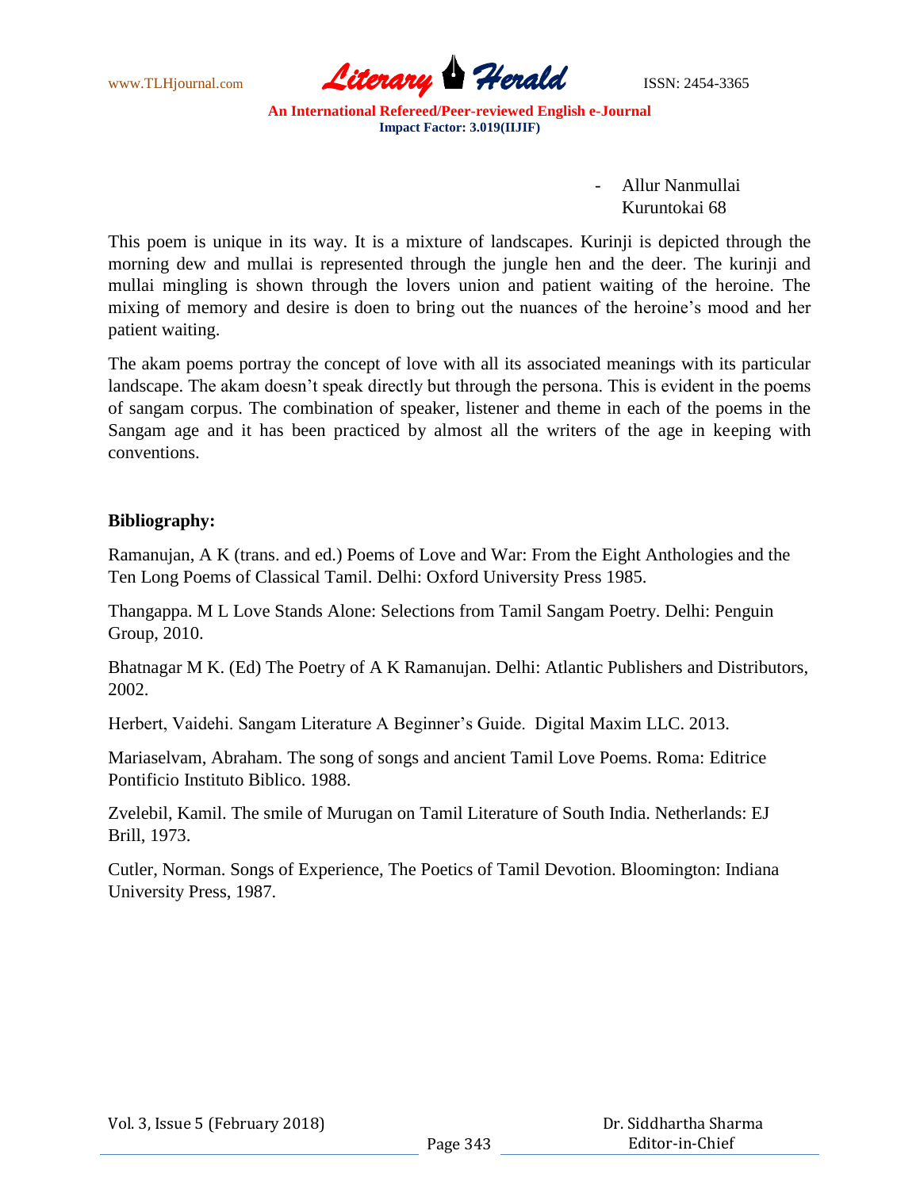- Allur Nanmullai
  Kuruntokai 68

This poem is unique in its way. It is a mixture of landscapes. Kurinji is depicted through the morning dew and mullai is represented through the jungle hen and the deer. The kurinji and mullai mingling is shown through the lovers union and patient waiting of the heroine. The mixing of memory and desire is doen to bring out the nuances of the heroine's mood and her patient waiting.

The akam poems portray the concept of love with all its associated meanings with its particular landscape. The akam doesn't speak directly but through the persona. This is evident in the poems of sangam corpus. The combination of speaker, listener and theme in each of the poems in the Sangam age and it has been practiced by almost all the writers of the age in keeping with conventions.

**Bibliography:**

Ramanujan, A K (trans. and ed.) Poems of Love and War: From the Eight Anthologies and the Ten Long Poems of Classical Tamil. Delhi: Oxford University Press 1985.

Thangappa. M L Love Stands Alone: Selections from Tamil Sangam Poetry. Delhi: Penguin Group, 2010.

Bhatnagar M K. (Ed) The Poetry of A K Ramanujan. Delhi: Atlantic Publishers and Distributors, 2002.

Herbert, Vaidehi. Sangam Literature A Beginner's Guide. Digital Maxim LLC. 2013.

Mariaselvam, Abraham. The song of songs and ancient Tamil Love Poems. Roma: Editrice Pontificio Instituto Biblico. 1988.

Zvelebil, Kamil. The smile of Murugan on Tamil Literature of South India. Netherlands: EJ Brill, 1973.

Cutler, Norman. Songs of Experience, The Poetics of Tamil Devotion. Bloomington: Indiana University Press, 1987.